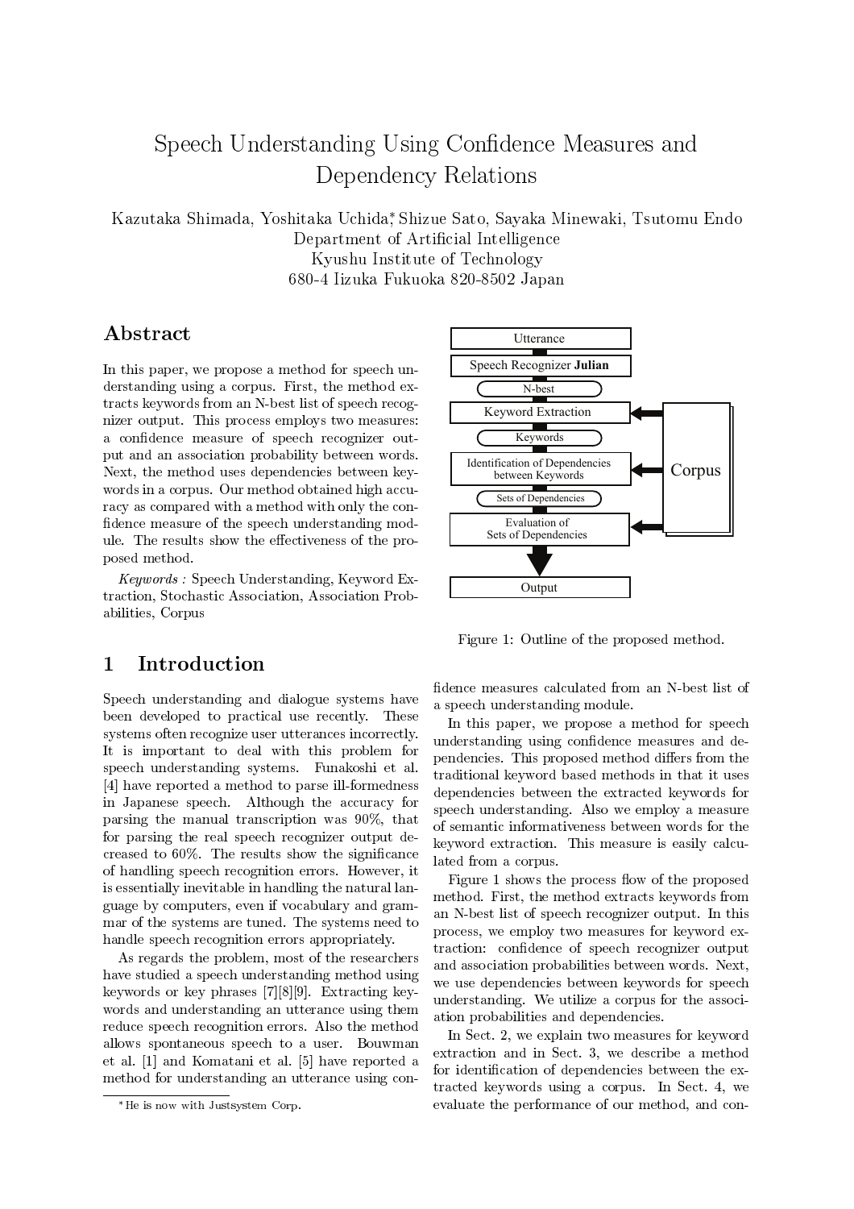# Speech Understanding Using Confidence Measures and Dependency Relations

Kazutaka Shimada, Yoshitaka Uchida*, Shizue Sato, Sayaka Minewaki, Tsutomu Endo
Department of Artificial Intelligence
Kyushu Institute of Technology
680-4 Iizuka Fukuoka 820-8502 Japan

## Abstract

In this paper, we propose a method for speech understanding using a corpus. First, the method extracts keywords from an N-best list of speech recognizer output. This process employs two measures: a confidence measure of speech recognizer output and an association probability between words. Next, the method uses dependencies between keywords in a corpus. Our method obtained high accuracy as compared with a method with only the confidence measure of the speech understanding module. The results show the effectiveness of the proposed method.

*Keywords :* Speech Understanding, Keyword Extraction, Stochastic Association, Association Probabilities, Corpus

Figure 1: Outline of the proposed method.

## 1 Introduction

Speech understanding and dialogue systems have been developed to practical use recently. These systems often recognize user utterances incorrectly. It is important to deal with this problem for speech understanding systems. Funakoshi et al. [4] have reported a method to parse ill-formedness in Japanese speech. Although the accuracy for parsing the manual transcription was 90%, that for parsing the real speech recognizer output decreased to 60%. The results show the significance of handling speech recognition errors. However, it is essentially inevitable in handling the natural language by computers, even if vocabulary and grammar of the systems are tuned. The systems need to handle speech recognition errors appropriately.

As regards the problem, most of the researchers have studied a speech understanding method using keywords or key phrases [7][8][9]. Extracting keywords and understanding an utterance using them reduce speech recognition errors. Also the method allows spontaneous speech to a user. Bouwman et al. [1] and Komatani et al. [5] have reported a method for understanding an utterance using confidence measures calculated from an N-best list of a speech understanding module.

In this paper, we propose a method for speech understanding using confidence measures and dependencies. This proposed method differs from the traditional keyword based methods in that it uses dependencies between the extracted keywords for speech understanding. Also we employ a measure of semantic informativeness between words for the keyword extraction. This measure is easily calculated from a corpus.

Figure 1 shows the process flow of the proposed method. First, the method extracts keywords from an N-best list of speech recognizer output. In this process, we employ two measures for keyword extraction: confidence of speech recognizer output and association probabilities between words. Next, we use dependencies between keywords for speech understanding. We utilize a corpus for the association probabilities and dependencies.

In Sect. 2, we explain two measures for keyword extraction and in Sect. 3, we describe a method for identification of dependencies between the extracted keywords using a corpus. In Sect. 4, we evaluate the performance of our method, and con-

*He is now with Justsystem Corp.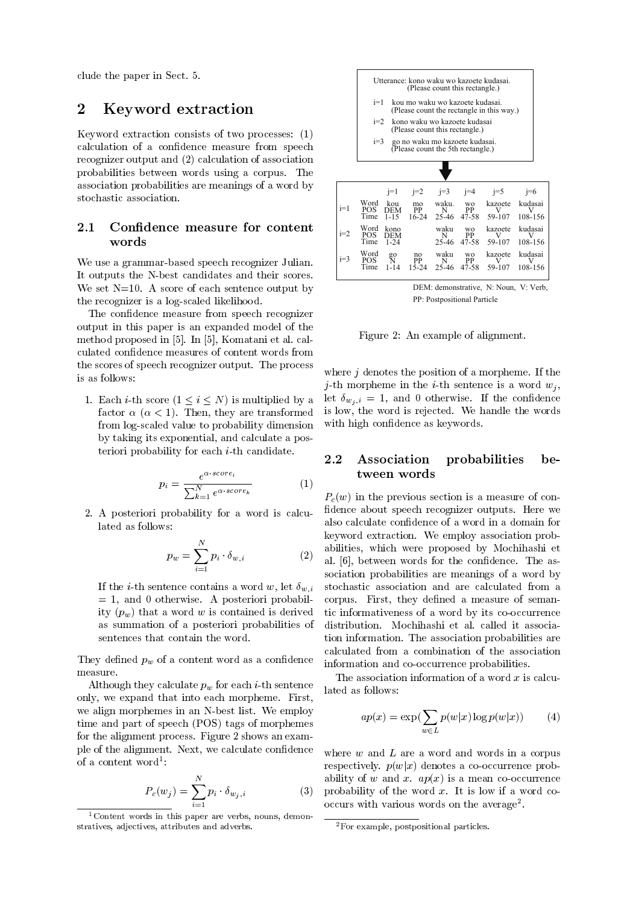clude the paper in Sect. 5.

## 2 Keyword extraction

Keyword extraction consists of two processes: (1) calculation of a confidence measure from speech recognizer output and (2) calculation of association probabilities between words using a corpus. The association probabilities are meanings of a word by stochastic association.

### 2.1 Confidence measure for content words

We use a grammar-based speech recognizer Julian. It outputs the N-best candidates and their scores. We set N=10. A score of each sentence output by the recognizer is a log-scaled likelihood.

The confidence measure from speech recognizer output in this paper is an expanded model of the method proposed in [5]. In [5], Komatani et al. calculated confidence measures of content words from the scores of speech recognizer output. The process is as follows:

1. Each $i$-th score ($1 \leq i \leq N$) is multiplied by a factor $\alpha$ ($\alpha < 1$). Then, they are transformed from log-scaled value to probability dimension by taking its exponential, and calculate a posteriori probability for each $i$-th candidate.

$$p_i = \frac{e^{\alpha \cdot score_i}}{\sum_{k=1}^{N} e^{\alpha \cdot score_k}} \tag{1}$$

2. A posteriori probability for a word is calculated as follows:

$$p_w = \sum_{i=1}^{N} p_i \cdot \delta_{w,i} \tag{2}$$

If the $i$-th sentence contains a word $w$, let $\delta_{w,i} = 1$, and 0 otherwise. A posteriori probability ($p_w$) that a word $w$ is contained is derived as summation of a posteriori probabilities of sentences that contain the word.

They defined $p_w$ of a content word as a confidence measure.

Although they calculate $p_w$ for each $i$-th sentence only, we expand that into each morpheme. First, we align morphemes in an N-best list. We employ time and part of speech (POS) tags of morphemes for the alignment process. Figure 2 shows an example of the alignment. Next, we calculate confidence of a content word[1]:

$$P_c(w_j) = \sum_{i=1}^{N} p_i \cdot \delta_{w_j,i} \tag{3}$$

[1] Content words in this paper are verbs, nouns, demonstratives, adjectives, attributes and adverbs.

Utterance: kono waku wo kazoete kudasai.
(Please count this rectangle.)

i=1 kou mo waku wo kazoete kudasai.
(Please count the rectangle in this way.)

i=2 kono waku wo kazoete kudasai
(Please count this rectangle.)

i=3 go no waku mo kazoete kudasai.
(Please count the 5th rectangle.)

| | | j=1 | j=2 | j=3 | j=4 | j=5 | j=6 |
|---|---|---|---|---|---|---|---|
| i=1 | Word | kou | mo | waku. | wo | kazoete | kudasai |
| | POS | DEM | PP | N | PP | V | V |
| | Time | 1-15 | 16-24 | 25-46 | 47-58 | 59-107 | 108-156 |
| i=2 | Word | kono | | waku | wo | kazoete | kudasai |
| | POS | DEM | | N | PP | V | V |
| | Time | 1-24 | | 25-46 | 47-58 | 59-107 | 108-156 |
| i=3 | Word | go | no | waku | wo | kazoete | kudasai |
| | POS | N | PP | N | PP | V | V |
| | Time | 1-14 | 15-24 | 25-46 | 47-58 | 59-107 | 108-156 |

DEM: demonstrative, N: Noun, V: Verb, PP: Postpositional Particle

Figure 2: An example of alignment.

where $j$ denotes the position of a morpheme. If the $j$-th morpheme in the $i$-th sentence is a word $w_j$, let $\delta_{w_j,i} = 1$, and 0 otherwise. If the confidence is low, the word is rejected. We handle the words with high confidence as keywords.

### 2.2 Association probabilities between words

$P_c(w)$ in the previous section is a measure of confidence about speech recognizer outputs. Here we also calculate confidence of a word in a domain for keyword extraction. We employ association probabilities, which were proposed by Mochihashi et al. [6], between words for the confidence. The association probabilities are meanings of a word by stochastic association and are calculated from a corpus. First, they defined a measure of semantic informativeness of a word by its co-occurrence distribution. Mochihashi et al. called it association information. The association probabilities are calculated from a combination of the association information and co-occurrence probabilities.

The association information of a word $x$ is calculated as follows:

$$ap(x) = \exp\left(\sum_{w \in L} p(w|x) \log p(w|x)\right) \tag{4}$$

where $w$ and $L$ are a word and words in a corpus respectively. $p(w|x)$ denotes a co-occurrence probability of $w$ and $x$. $ap(x)$ is a mean co-occurrence probability of the word $x$. It is low if a word co-occurs with various words on the average[2].

[2] For example, postpositional particles.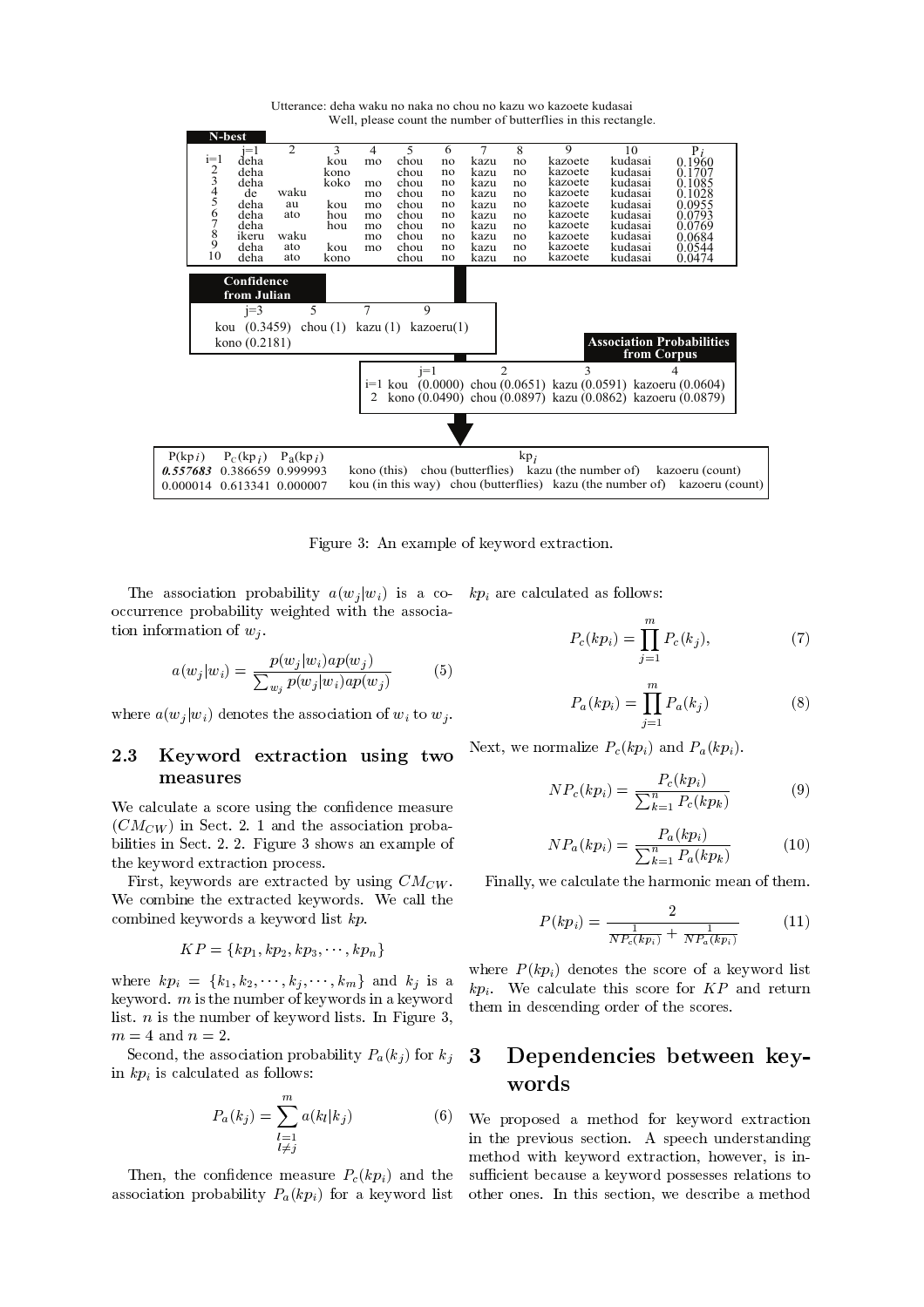Utterance: deha waku no naka no chou no kazu wo kazoete kudasai
Well, please count the number of butterflies in this rectangle.

**N-best**

| | j=1 | 2 | 3 | 4 | 5 | 6 | 7 | 8 | 9 | 10 | $P_i$ |
|---|---|---|---|---|---|---|---|---|---|---|---|
| i=1 | deha | | kou | mo | chou | no | kazu | no | kazoete | kudasai | 0.1960 |
| 2 | deha | | kono | | chou | no | kazu | no | kazoete | kudasai | 0.1707 |
| 3 | deha | | koko | mo | chou | no | kazu | no | kazoete | kudasai | 0.1085 |
| 4 | de | waku | | mo | chou | no | kazu | no | kazoete | kudasai | 0.1028 |
| 5 | deha | au | kou | mo | chou | no | kazu | no | kazoete | kudasai | 0.0955 |
| 6 | deha | ato | hou | mo | chou | no | kazu | no | kazoete | kudasai | 0.0793 |
| 7 | deha | | hou | mo | chou | no | kazu | no | kazoete | kudasai | 0.0769 |
| 8 | ikeru | waku | | mo | chou | no | kazu | no | kazoete | kudasai | 0.0684 |
| 9 | deha | ato | kou | mo | chou | no | kazu | no | kazoete | kudasai | 0.0544 |
| 10 | deha | ato | kono | | chou | no | kazu | no | kazoete | kudasai | 0.0474 |

**Confidence from Julian**

| j=3 | 5 | 7 | 9 |
|---|---|---|---|
| kou (0.3459) | chou (1) | kazu (1) | kazoeru(1) |
| kono (0.2181) | | | |

**Association Probabilities from Corpus**

| | j=1 | 2 | 3 | 4 |
|---|---|---|---|---|
| i=1 | kou (0.0000) | chou (0.0651) | kazu (0.0591) | kazoeru (0.0604) |
| 2 | kono (0.0490) | chou (0.0897) | kazu (0.0862) | kazoeru (0.0879) |

| $P(kp_i)$ | $P_C(kp_i)$ | $P_a(kp_i)$ | $kp_i$ |
|---|---|---|---|
| ***0.557683*** | 0.386659 | 0.999993 | kono (this) chou (butterflies) kazu (the number of) kazoeru (count) |
| 0.000014 | 0.613341 | 0.000007 | kou (in this way) chou (butterflies) kazu (the number of) kazoeru (count) |

Figure 3: An example of keyword extraction.

The association probability $a(w_j|w_i)$ is a co-occurrence probability weighted with the association information of $w_j$.

$$a(w_j|w_i) = \frac{p(w_j|w_i)ap(w_j)}{\sum_{w_j} p(w_j|w_i)ap(w_j)} \qquad (5)$$

where $a(w_j|w_i)$ denotes the association of $w_i$ to $w_j$.

### 2.3 Keyword extraction using two measures

We calculate a score using the confidence measure ($CM_{CW}$) in Sect. 2. 1 and the association probabilities in Sect. 2. 2. Figure 3 shows an example of the keyword extraction process.

First, keywords are extracted by using $CM_{CW}$. We combine the extracted keywords. We call the combined keywords a keyword list *kp*.

$$KP = \{kp_1, kp_2, kp_3, \cdots, kp_n\}$$

where $kp_i = \{k_1, k_2, \cdots, k_j, \cdots, k_m\}$ and $k_j$ is a keyword. $m$ is the number of keywords in a keyword list. $n$ is the number of keyword lists. In Figure 3, $m = 4$ and $n = 2$.

Second, the association probability $P_a(k_j)$ for $k_j$ in $kp_i$ is calculated as follows:

$$P_a(k_j) = \sum_{\substack{l=1 \\ l \neq j}}^{m} a(k_l|k_j) \qquad (6)$$

Then, the confidence measure $P_c(kp_i)$ and the association probability $P_a(kp_i)$ for a keyword list $kp_i$ are calculated as follows:

$$P_c(kp_i) = \prod_{j=1}^{m} P_c(k_j), \qquad (7)$$

$$P_a(kp_i) = \prod_{j=1}^{m} P_a(k_j) \qquad (8)$$

Next, we normalize $P_c(kp_i)$ and $P_a(kp_i)$.

$$NP_c(kp_i) = \frac{P_c(kp_i)}{\sum_{k=1}^{n} P_c(kp_k)} \qquad (9)$$

$$NP_a(kp_i) = \frac{P_a(kp_i)}{\sum_{k=1}^{n} P_a(kp_k)} \qquad (10)$$

Finally, we calculate the harmonic mean of them.

$$P(kp_i) = \frac{2}{\frac{1}{NP_c(kp_i)} + \frac{1}{NP_a(kp_i)}} \qquad (11)$$

where $P(kp_i)$ denotes the score of a keyword list $kp_i$. We calculate this score for $KP$ and return them in descending order of the scores.

## 3 Dependencies between keywords

We proposed a method for keyword extraction in the previous section. A speech understanding method with keyword extraction, however, is insufficient because a keyword possesses relations to other ones. In this section, we describe a method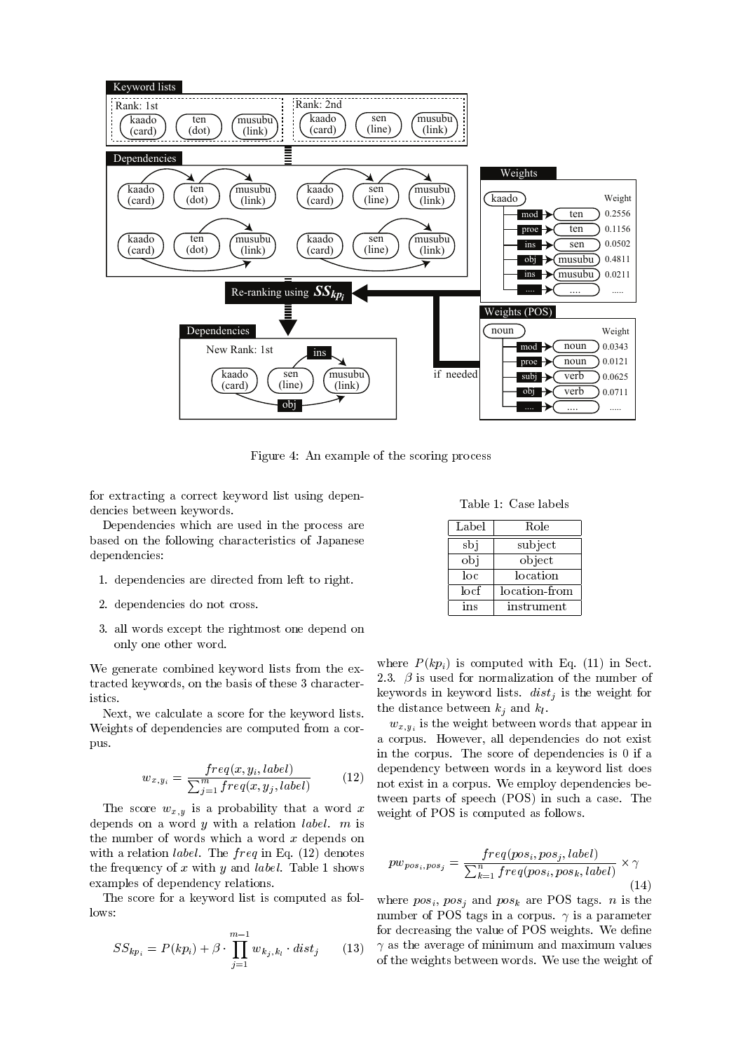Figure 4: An example of the scoring process

for extracting a correct keyword list using dependencies between keywords.

Dependencies which are used in the process are based on the following characteristics of Japanese dependencies:

1. dependencies are directed from left to right.
2. dependencies do not cross.
3. all words except the rightmost one depend on only one other word.

We generate combined keyword lists from the extracted keywords, on the basis of these 3 characteristics.

Next, we calculate a score for the keyword lists. Weights of dependencies are computed from a corpus.

$$w_{x,y_i} = \frac{freq(x, y_i, label)}{\sum_{j=1}^{m} freq(x, y_j, label)} \quad (12)$$

The score $w_{x,y}$ is a probability that a word $x$ depends on a word $y$ with a relation $label$. $m$ is the number of words which a word $x$ depends on with a relation $label$. The $freq$ in Eq. (12) denotes the frequency of $x$ with $y$ and $label$. Table 1 shows examples of dependency relations.

The score for a keyword list is computed as follows:

$$SS_{kp_i} = P(kp_i) + \beta \cdot \prod_{j=1}^{m-1} w_{k_j,k_l} \cdot dist_j \quad (13)$$

Table 1: Case labels

| Label | Role |
|---|---|
| sbj | subject |
| obj | object |
| loc | location |
| locf | location-from |
| ins | instrument |

where $P(kp_i)$ is computed with Eq. (11) in Sect. 2.3. $\beta$ is used for normalization of the number of keywords in keyword lists. $dist_j$ is the weight for the distance between $k_j$ and $k_l$.

$w_{x,y_i}$ is the weight between words that appear in a corpus. However, all dependencies do not exist in the corpus. The score of dependencies is 0 if a dependency between words in a keyword list does not exist in a corpus. We employ dependencies between parts of speech (POS) in such a case. The weight of POS is computed as follows.

$$pw_{pos_i,pos_j} = \frac{freq(pos_i, pos_j, label)}{\sum_{k=1}^{n} freq(pos_i, pos_k, label)} \times \gamma \quad (14)$$

where $pos_i$, $pos_j$ and $pos_k$ are POS tags. $n$ is the number of POS tags in a corpus. $\gamma$ is a parameter for decreasing the value of POS weights. We define $\gamma$ as the average of minimum and maximum values of the weights between words. We use the weight of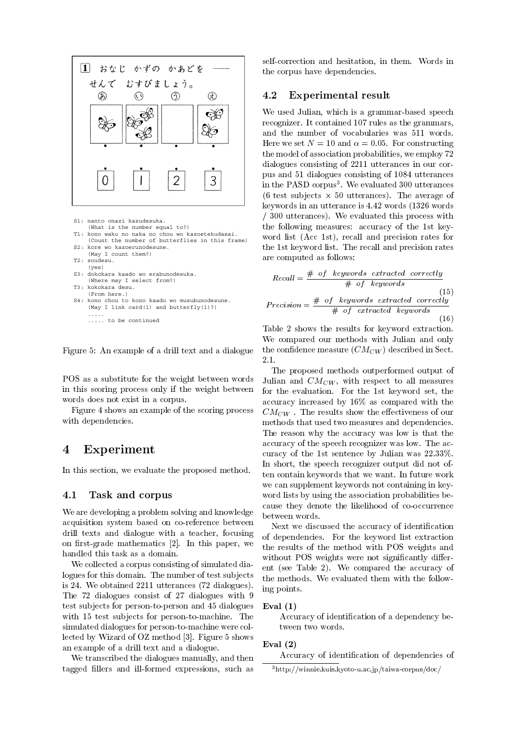1 おなじ かずの かあどを ——
せんで むすびましょう。

```
S1: nanto onazi kazudesuka.
    (What is the number equal to?)
T1: kono waku no naka no chou wo kazoetekudasai.
    (Count the number of butterflies in this frame)
S2: kore wo kazoerunodesune.
    (May I count them?)
T2: soudesu.
    (yes)
S3: dokokara kaado wo erabunodesuka.
    (Where may I select from?)
T3: kokokara desu.
    (From here.)
S4: kono chou to kono kaado wo musubunodesune.
    (May I link card(1) and butterfly(1)?)
    .....
    ..... to be continued
```

Figure 5: An example of a drill text and a dialogue

POS as a substitute for the weight between words in this scoring process only if the weight between words does not exist in a corpus.

Figure 4 shows an example of the scoring process with dependencies.

# 4 Experiment

In this section, we evaluate the proposed method.

## 4.1 Task and corpus

We are developing a problem solving and knowledge acquisition system based on co-reference between drill texts and dialogue with a teacher, focusing on first-grade mathematics [2]. In this paper, we handled this task as a domain.

We collected a corpus consisting of simulated dialogues for this domain. The number of test subjects is 24. We obtained 2211 utterances (72 dialogues). The 72 dialogues consist of 27 dialogues with 9 test subjects for person-to-person and 45 dialogues with 15 test subjects for person-to-machine. The simulated dialogues for person-to-machine were collected by Wizard of OZ method [3]. Figure 5 shows an example of a drill text and a dialogue.

We transcribed the dialogues manually, and then tagged fillers and ill-formed expressions, such as self-correction and hesitation, in them. Words in the corpus have dependencies.

## 4.2 Experimental result

We used Julian, which is a grammar-based speech recognizer. It contained 107 rules as the grammars, and the number of vocabularies was 511 words. Here we set $N = 10$ and $\alpha = 0.05$. For constructing the model of association probabilities, we employ 72 dialogues consisting of 2211 utterances in our corpus and 51 dialogues consisting of 1084 utterances in the PASD corpus[3]. We evaluated 300 utterances (6 test subjects $\times$ 50 utterances). The average of keywords in an utterance is 4.42 words (1326 words / 300 utterances). We evaluated this process with the following measures: accuracy of the 1st keyword list (Acc 1st), recall and precision rates for the 1st keyword list. The recall and precision rates are computed as follows:

$$Recall = \frac{\#\ of\ keywords\ extracted\ correctly}{\#\ of\ keywords} \tag{15}$$

$$Precision = \frac{\#\ of\ keywords\ extracted\ correctly}{\#\ of\ extracted\ keywords} \tag{16}$$

Table 2 shows the results for keyword extraction. We compared our methods with Julian and only the confidence measure ($CM_{CW}$) described in Sect. 2.1.

The proposed methods outperformed output of Julian and $CM_{CW}$, with respect to all measures for the evaluation. For the 1st keyword set, the accuracy increased by 16% as compared with the $CM_{CW}$. The results show the effectiveness of our methods that used two measures and dependencies. The reason why the accuracy was low is that the accuracy of the speech recognizer was low. The accuracy of the 1st sentence by Julian was 22.33%. In short, the speech recognizer output did not often contain keywords that we want. In future work we can supplement keywords not containing in keyword lists by using the association probabilities because they denote the likelihood of co-occurrence between words.

Next we discussed the accuracy of identification of dependencies. For the keyword list extraction the results of the method with POS weights and without POS weights were not significantly different (see Table 2). We compared the accuracy of the methods. We evaluated them with the following points.

**Eval (1)**
Accuracy of identification of a dependency between two words.

**Eval (2)**
Accuracy of identification of dependencies of

[3] http://winnie.kuis.kyoto-u.ac.jp/taiwa-corpus/doc/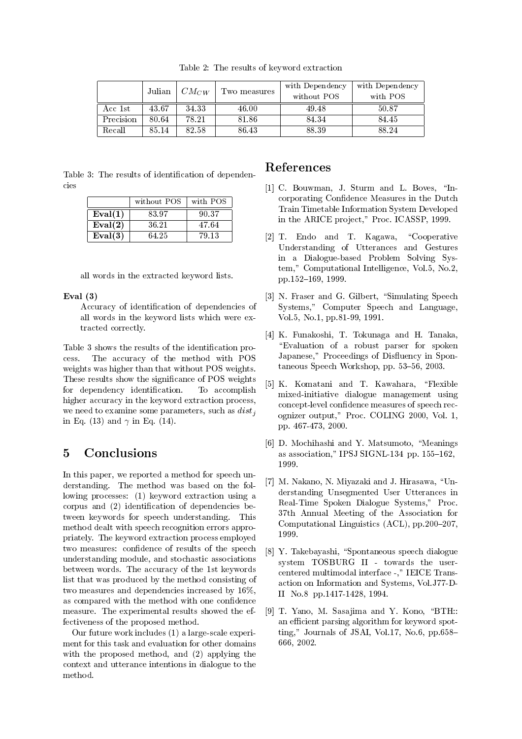Table 2: The results of keyword extraction

| | Julian | $CM_{CW}$ | Two measures | with Dependency without POS | with Dependency with POS |
|---|---|---|---|---|---|
| Acc 1st | 43.67 | 34.33 | 46.00 | 49.48 | 50.87 |
| Precision | 80.64 | 78.21 | 81.86 | 84.34 | 84.45 |
| Recall | 85.14 | 82.58 | 86.43 | 88.39 | 88.24 |

Table 3: The results of identification of dependencies

| | without POS | with POS |
|---|---|---|
| **Eval(1)** | 83.97 | 90.37 |
| **Eval(2)** | 36.21 | 47.64 |
| **Eval(3)** | 64.25 | 79.13 |

all words in the extracted keyword lists.

**Eval (3)**
Accuracy of identification of dependencies of all words in the keyword lists which were extracted correctly.

Table 3 shows the results of the identification process. The accuracy of the method with POS weights was higher than that without POS weights. These results show the significance of POS weights for dependency identification. To accomplish higher accuracy in the keyword extraction process, we need to examine some parameters, such as $dist_j$ in Eq. (13) and $\gamma$ in Eq. (14).

## 5 Conclusions

In this paper, we reported a method for speech understanding. The method was based on the following processes: (1) keyword extraction using a corpus and (2) identification of dependencies between keywords for speech understanding. This method dealt with speech recognition errors appropriately. The keyword extraction process employed two measures: confidence of results of the speech understanding module, and stochastic associations between words. The accuracy of the 1st keywords list that was produced by the method consisting of two measures and dependencies increased by 16%, as compared with the method with one confidence measure. The experimental results showed the effectiveness of the proposed method.

Our future work includes (1) a large-scale experiment for this task and evaluation for other domains with the proposed method, and (2) applying the context and utterance intentions in dialogue to the method.

## References

[1] C. Bouwman, J. Sturm and L. Boves, "Incorporating Confidence Measures in the Dutch Train Timetable Information System Developed in the ARICE project," Proc. ICASSP, 1999.

[2] T. Endo and T. Kagawa, "Cooperative Understanding of Utterances and Gestures in a Dialogue-based Problem Solving System," Computational Intelligence, Vol.5, No.2, pp.152–169, 1999.

[3] N. Fraser and G. Gilbert, "Simulating Speech Systems," Computer Speech and Language, Vol.5, No.1, pp.81-99, 1991.

[4] K. Funakoshi, T. Tokunaga and H. Tanaka, "Evaluation of a robust parser for spoken Japanese," Proceedings of Disfluency in Spontaneous Speech Workshop, pp. 53–56, 2003.

[5] K. Komatani and T. Kawahara, "Flexible mixed-initiative dialogue management using concept-level confidence measures of speech recognizer output," Proc. COLING 2000, Vol. 1, pp. 467-473, 2000.

[6] D. Mochihashi and Y. Matsumoto, "Meanings as association," IPSJ SIGNL-134 pp. 155–162, 1999.

[7] M. Nakano, N. Miyazaki and J. Hirasawa, "Understanding Unsegmented User Utterances in Real-Time Spoken Dialogue Systems," Proc. 37th Annual Meeting of the Association for Computational Linguistics (ACL), pp.200–207, 1999.

[8] Y. Takebayashi, "Spontaneous speech dialogue system TOSBURG II - towards the user-centered multimodal interface -," IEICE Transaction on Information and Systems, Vol.J77-D-II No.8 pp.1417-1428, 1994.

[9] T. Yano, M. Sasajima and Y. Kono, "BTH:: an efficient parsing algorithm for keyword spotting," Journals of JSAI, Vol.17, No.6, pp.658–666, 2002.